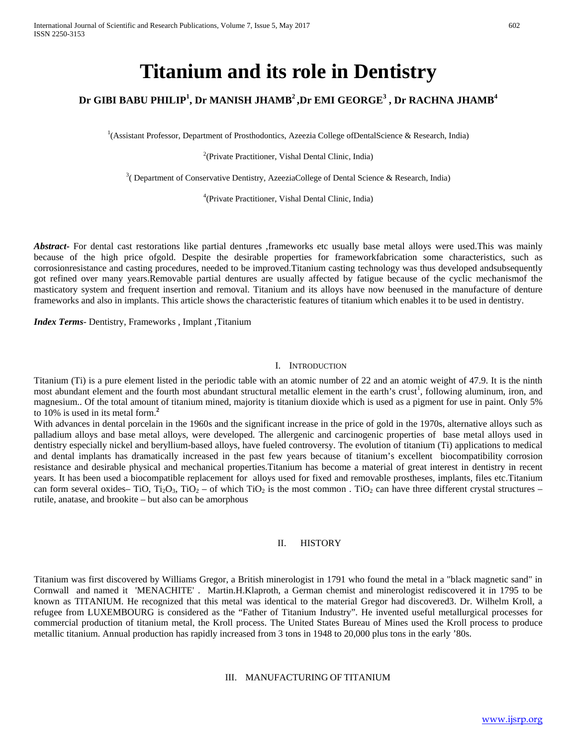# Titanium and its role in Dentistry

**Dr GIBI BABU PHILIP[1], Dr MANISH JHAMB[2], Dr EMI GEORGE[3], Dr RACHNA JHAMB[4]**

[1](Assistant Professor, Department of Prosthodontics, Azeezia College ofDentalScience & Research, India)

[2](Private Practitioner, Vishal Dental Clinic, India)

[3]( Department of Conservative Dentistry, AzeeziaCollege of Dental Science & Research, India)

[4](Private Practitioner, Vishal Dental Clinic, India)

***Abstract-*** For dental cast restorations like partial dentures ,frameworks etc usually base metal alloys were used.This was mainly because of the high price ofgold. Despite the desirable properties for frameworkfabrication some characteristics, such as corrosionresistance and casting procedures, needed to be improved.Titanium casting technology was thus developed andsubsequently got refined over many years.Removable partial dentures are usually affected by fatigue because of the cyclic mechanismof the masticatory system and frequent insertion and removal. Titanium and its alloys have now beenused in the manufacture of denture frameworks and also in implants. This article shows the characteristic features of titanium which enables it to be used in dentistry.

***Index Terms-*** Dentistry, Frameworks , Implant ,Titanium

## I. Introduction

Titanium (Ti) is a pure element listed in the periodic table with an atomic number of 22 and an atomic weight of 47.9. It is the ninth most abundant element and the fourth most abundant structural metallic element in the earth's crust[1], following aluminum, iron, and magnesium.. Of the total amount of titanium mined, majority is titanium dioxide which is used as a pigment for use in paint. Only 5% to 10% is used in its metal form.[2]

With advances in dental porcelain in the 1960s and the significant increase in the price of gold in the 1970s, alternative alloys such as palladium alloys and base metal alloys, were developed. The allergenic and carcinogenic properties of base metal alloys used in dentistry especially nickel and beryllium-based alloys, have fueled controversy. The evolution of titanium (Ti) applications to medical and dental implants has dramatically increased in the past few years because of titanium's excellent biocompatibility corrosion resistance and desirable physical and mechanical properties.Titanium has become a material of great interest in dentistry in recent years. It has been used a biocompatible replacement for alloys used for fixed and removable prostheses, implants, files etc.Titanium can form several oxides– TiO, $Ti_2O_3$, $TiO_2$ – of which $TiO_2$ is the most common . $TiO_2$ can have three different crystal structures – rutile, anatase, and brookite – but also can be amorphous

## II. HISTORY

Titanium was first discovered by Williams Gregor, a British minerologist in 1791 who found the metal in a "black magnetic sand" in Cornwall and named it 'MENACHITE' . Martin.H.Klaproth, a German chemist and minerologist rediscovered it in 1795 to be known as TITANIUM. He recognized that this metal was identical to the material Gregor had discovered3. Dr. Wilhelm Kroll, a refugee from LUXEMBOURG is considered as the "Father of Titanium Industry". He invented useful metallurgical processes for commercial production of titanium metal, the Kroll process. The United States Bureau of Mines used the Kroll process to produce metallic titanium. Annual production has rapidly increased from 3 tons in 1948 to 20,000 plus tons in the early '80s.

## III. MANUFACTURING OF TITANIUM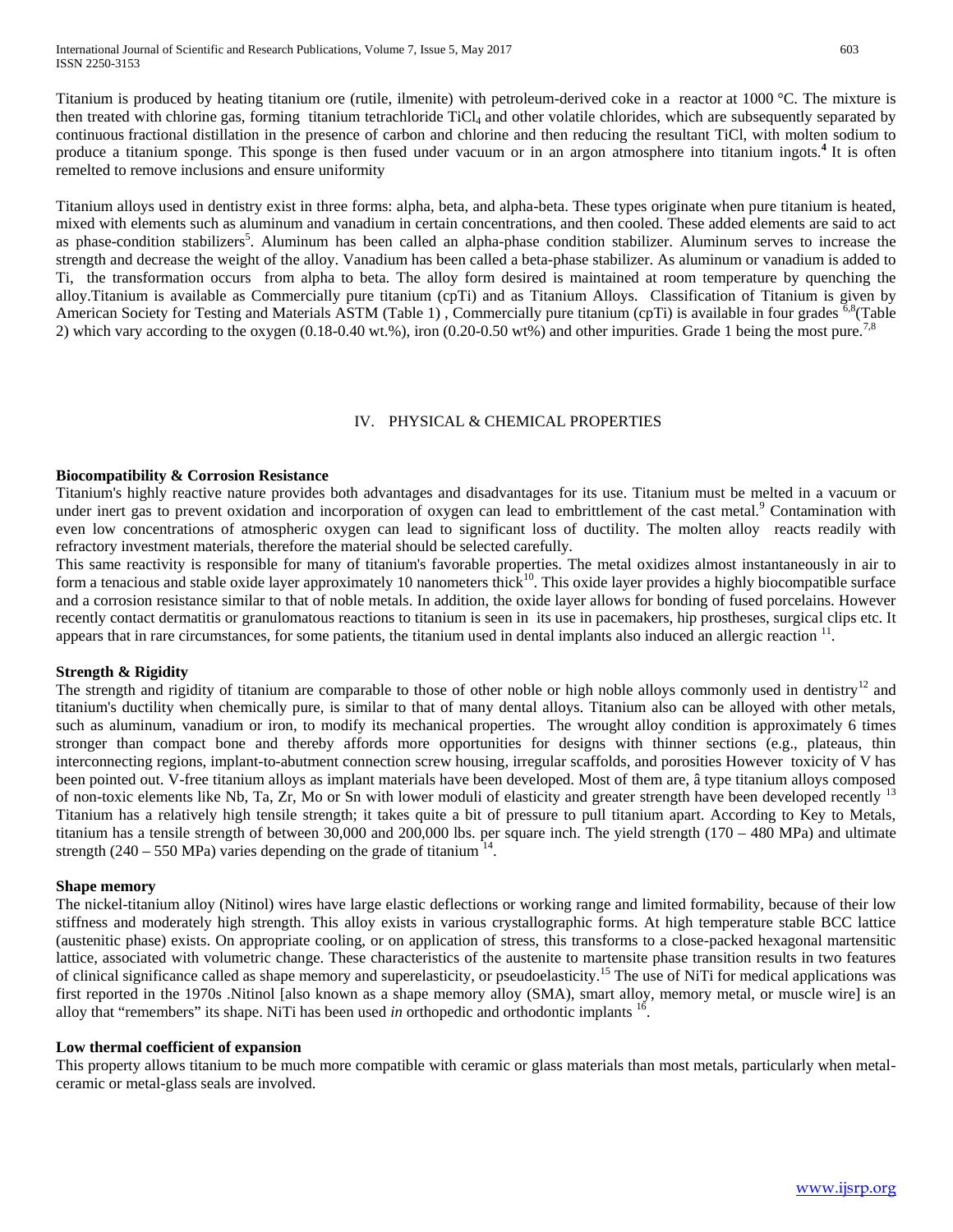Titanium is produced by heating titanium ore (rutile, ilmenite) with petroleum-derived coke in a reactor at 1000 °C. The mixture is then treated with chlorine gas, forming titanium tetrachloride $TiCl_4$ and other volatile chlorides, which are subsequently separated by continuous fractional distillation in the presence of carbon and chlorine and then reducing the resultant TiCl, with molten sodium to produce a titanium sponge. This sponge is then fused under vacuum or in an argon atmosphere into titanium ingots.[4] It is often remelted to remove inclusions and ensure uniformity

Titanium alloys used in dentistry exist in three forms: alpha, beta, and alpha-beta. These types originate when pure titanium is heated, mixed with elements such as aluminum and vanadium in certain concentrations, and then cooled. These added elements are said to act as phase-condition stabilizers[5]. Aluminum has been called an alpha-phase condition stabilizer. Aluminum serves to increase the strength and decrease the weight of the alloy. Vanadium has been called a beta-phase stabilizer. As aluminum or vanadium is added to Ti, the transformation occurs from alpha to beta. The alloy form desired is maintained at room temperature by quenching the alloy.Titanium is available as Commercially pure titanium (cpTi) and as Titanium Alloys. Classification of Titanium is given by American Society for Testing and Materials ASTM (Table 1) , Commercially pure titanium (cpTi) is available in four grades [6,8](Table 2) which vary according to the oxygen (0.18-0.40 wt.%), iron (0.20-0.50 wt%) and other impurities. Grade 1 being the most pure.[7,8]

## IV. PHYSICAL & CHEMICAL PROPERTIES

**Biocompatibility & Corrosion Resistance**

Titanium's highly reactive nature provides both advantages and disadvantages for its use. Titanium must be melted in a vacuum or under inert gas to prevent oxidation and incorporation of oxygen can lead to embrittlement of the cast metal.[9] Contamination with even low concentrations of atmospheric oxygen can lead to significant loss of ductility. The molten alloy reacts readily with refractory investment materials, therefore the material should be selected carefully.

This same reactivity is responsible for many of titanium's favorable properties. The metal oxidizes almost instantaneously in air to form a tenacious and stable oxide layer approximately 10 nanometers thick[10]. This oxide layer provides a highly biocompatible surface and a corrosion resistance similar to that of noble metals. In addition, the oxide layer allows for bonding of fused porcelains. However recently contact dermatitis or granulomatous reactions to titanium is seen in its use in pacemakers, hip prostheses, surgical clips etc. It appears that in rare circumstances, for some patients, the titanium used in dental implants also induced an allergic reaction [11].

**Strength & Rigidity**

The strength and rigidity of titanium are comparable to those of other noble or high noble alloys commonly used in dentistry[12] and titanium's ductility when chemically pure, is similar to that of many dental alloys. Titanium also can be alloyed with other metals, such as aluminum, vanadium or iron, to modify its mechanical properties. The wrought alloy condition is approximately 6 times stronger than compact bone and thereby affords more opportunities for designs with thinner sections (e.g., plateaus, thin interconnecting regions, implant-to-abutment connection screw housing, irregular scaffolds, and porosities However toxicity of V has been pointed out. V-free titanium alloys as implant materials have been developed. Most of them are, â type titanium alloys composed of non-toxic elements like Nb, Ta, Zr, Mo or Sn with lower moduli of elasticity and greater strength have been developed recently [13] Titanium has a relatively high tensile strength; it takes quite a bit of pressure to pull titanium apart. According to Key to Metals, titanium has a tensile strength of between 30,000 and 200,000 lbs. per square inch. The yield strength (170 – 480 MPa) and ultimate strength (240 – 550 MPa) varies depending on the grade of titanium [14].

**Shape memory**

The nickel-titanium alloy (Nitinol) wires have large elastic deflections or working range and limited formability, because of their low stiffness and moderately high strength. This alloy exists in various crystallographic forms. At high temperature stable BCC lattice (austenitic phase) exists. On appropriate cooling, or on application of stress, this transforms to a close-packed hexagonal martensitic lattice, associated with volumetric change. These characteristics of the austenite to martensite phase transition results in two features of clinical significance called as shape memory and superelasticity, or pseudoelasticity.[15] The use of NiTi for medical applications was first reported in the 1970s .Nitinol [also known as a shape memory alloy (SMA), smart alloy, memory metal, or muscle wire] is an alloy that "remembers" its shape. NiTi has been used *in* orthopedic and orthodontic implants [16].

**Low thermal coefficient of expansion**

This property allows titanium to be much more compatible with ceramic or glass materials than most metals, particularly when metal-ceramic or metal-glass seals are involved.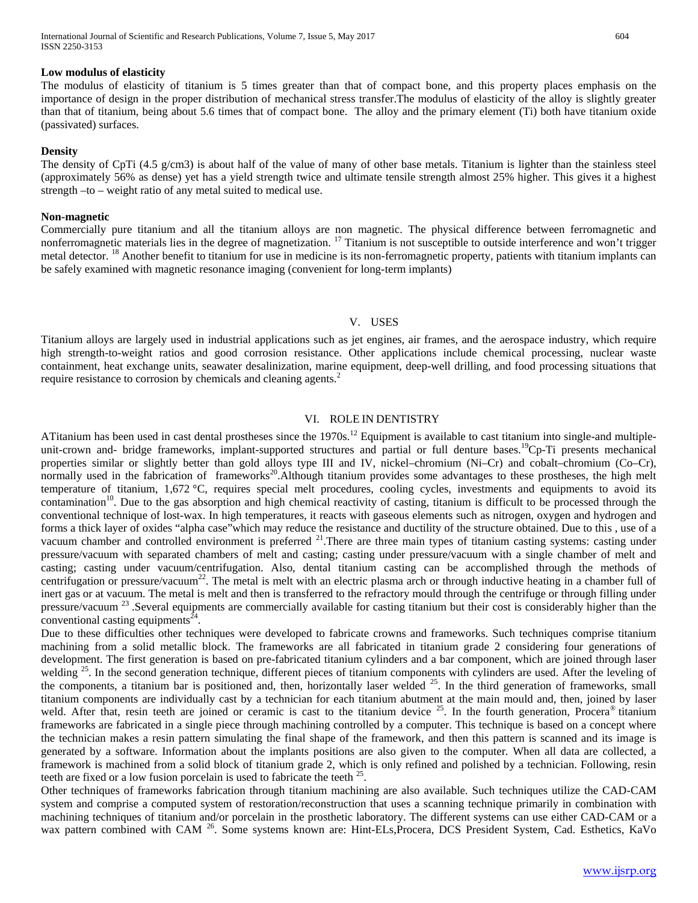**Low modulus of elasticity**

The modulus of elasticity of titanium is 5 times greater than that of compact bone, and this property places emphasis on the importance of design in the proper distribution of mechanical stress transfer.The modulus of elasticity of the alloy is slightly greater than that of titanium, being about 5.6 times that of compact bone. The alloy and the primary element (Ti) both have titanium oxide (passivated) surfaces.

**Density**

The density of CpTi (4.5 g/cm3) is about half of the value of many of other base metals. Titanium is lighter than the stainless steel (approximately 56% as dense) yet has a yield strength twice and ultimate tensile strength almost 25% higher. This gives it a highest strength –to – weight ratio of any metal suited to medical use.

**Non-magnetic**

Commercially pure titanium and all the titanium alloys are non magnetic. The physical difference between ferromagnetic and nonferromagnetic materials lies in the degree of magnetization. [17] Titanium is not susceptible to outside interference and won't trigger metal detector. [18] Another benefit to titanium for use in medicine is its non-ferromagnetic property, patients with titanium implants can be safely examined with magnetic resonance imaging (convenient for long-term implants)

## V. USES

Titanium alloys are largely used in industrial applications such as jet engines, air frames, and the aerospace industry, which require high strength-to-weight ratios and good corrosion resistance. Other applications include chemical processing, nuclear waste containment, heat exchange units, seawater desalinization, marine equipment, deep-well drilling, and food processing situations that require resistance to corrosion by chemicals and cleaning agents.[2]

## VI. ROLE IN DENTISTRY

ATitanium has been used in cast dental prostheses since the 1970s.[12] Equipment is available to cast titanium into single-and multiple-unit-crown and- bridge frameworks, implant-supported structures and partial or full denture bases.[19]Cp-Ti presents mechanical properties similar or slightly better than gold alloys type III and IV, nickel–chromium (Ni–Cr) and cobalt–chromium (Co–Cr), normally used in the fabrication of frameworks[20].Although titanium provides some advantages to these prostheses, the high melt temperature of titanium, 1,672 °C, requires special melt procedures, cooling cycles, investments and equipments to avoid its contamination[10]. Due to the gas absorption and high chemical reactivity of casting, titanium is difficult to be processed through the conventional technique of lost-wax. In high temperatures, it reacts with gaseous elements such as nitrogen, oxygen and hydrogen and forms a thick layer of oxides "alpha case"which may reduce the resistance and ductility of the structure obtained. Due to this , use of a vacuum chamber and controlled environment is preferred [21].There are three main types of titanium casting systems: casting under pressure/vacuum with separated chambers of melt and casting; casting under pressure/vacuum with a single chamber of melt and casting; casting under vacuum/centrifugation. Also, dental titanium casting can be accomplished through the methods of centrifugation or pressure/vacuum[22]. The metal is melt with an electric plasma arch or through inductive heating in a chamber full of inert gas or at vacuum. The metal is melt and then is transferred to the refractory mould through the centrifuge or through filling under pressure/vacuum [23] .Several equipments are commercially available for casting titanium but their cost is considerably higher than the conventional casting equipments[24].

Due to these difficulties other techniques were developed to fabricate crowns and frameworks. Such techniques comprise titanium machining from a solid metallic block. The frameworks are all fabricated in titanium grade 2 considering four generations of development. The first generation is based on pre-fabricated titanium cylinders and a bar component, which are joined through laser welding [25]. In the second generation technique, different pieces of titanium components with cylinders are used. After the leveling of the components, a titanium bar is positioned and, then, horizontally laser welded [25]. In the third generation of frameworks, small titanium components are individually cast by a technician for each titanium abutment at the main mould and, then, joined by laser weld. After that, resin teeth are joined or ceramic is cast to the titanium device [25]. In the fourth generation, Procera® titanium frameworks are fabricated in a single piece through machining controlled by a computer. This technique is based on a concept where the technician makes a resin pattern simulating the final shape of the framework, and then this pattern is scanned and its image is generated by a software. Information about the implants positions are also given to the computer. When all data are collected, a framework is machined from a solid block of titanium grade 2, which is only refined and polished by a technician. Following, resin teeth are fixed or a low fusion porcelain is used to fabricate the teeth [25].

Other techniques of frameworks fabrication through titanium machining are also available. Such techniques utilize the CAD-CAM system and comprise a computed system of restoration/reconstruction that uses a scanning technique primarily in combination with machining techniques of titanium and/or porcelain in the prosthetic laboratory. The different systems can use either CAD-CAM or a wax pattern combined with CAM [26]. Some systems known are: Hint-ELs,Procera, DCS President System, Cad. Esthetics, KaVo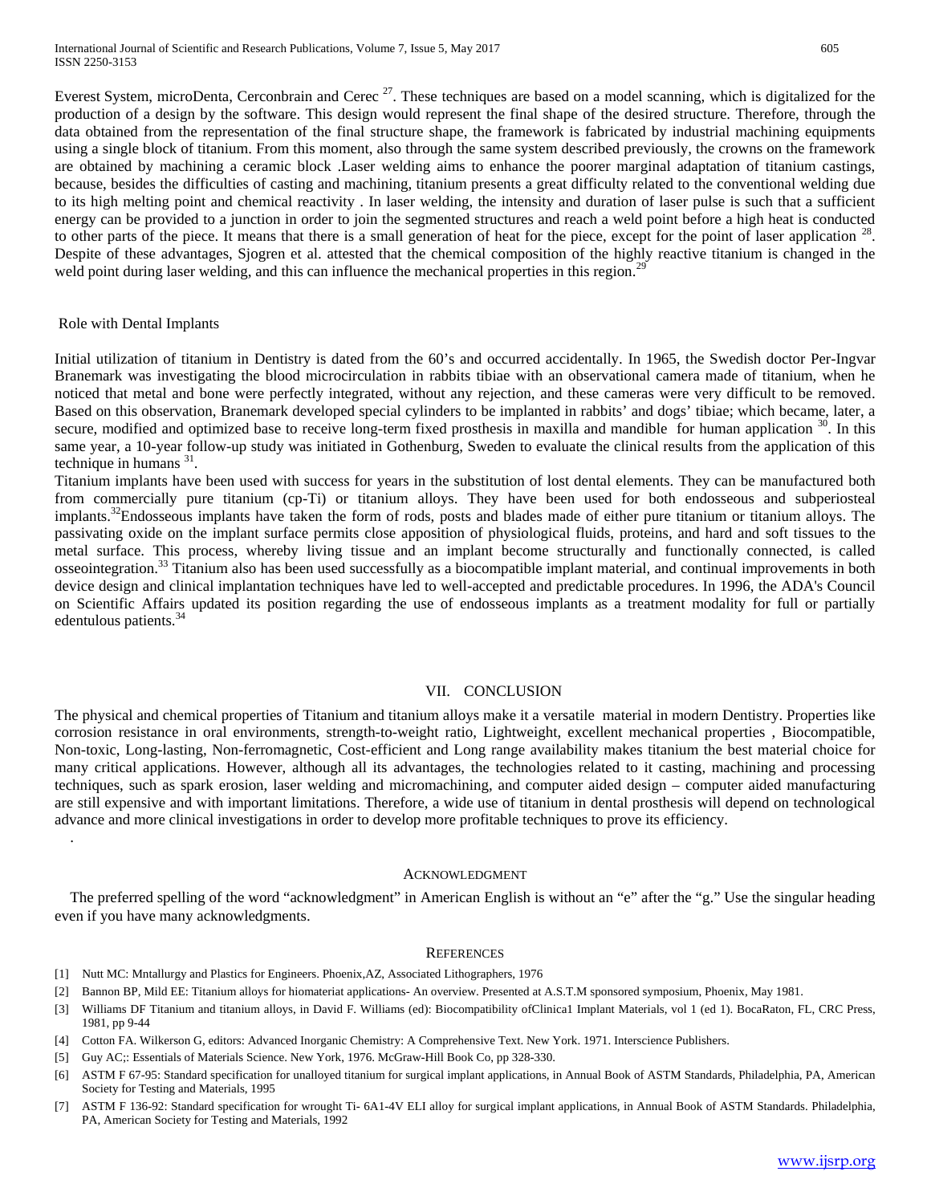Everest System, microDenta, Cerconbrain and Cerec [27]. These techniques are based on a model scanning, which is digitalized for the production of a design by the software. This design would represent the final shape of the desired structure. Therefore, through the data obtained from the representation of the final structure shape, the framework is fabricated by industrial machining equipments using a single block of titanium. From this moment, also through the same system described previously, the crowns on the framework are obtained by machining a ceramic block .Laser welding aims to enhance the poorer marginal adaptation of titanium castings, because, besides the difficulties of casting and machining, titanium presents a great difficulty related to the conventional welding due to its high melting point and chemical reactivity . In laser welding, the intensity and duration of laser pulse is such that a sufficient energy can be provided to a junction in order to join the segmented structures and reach a weld point before a high heat is conducted to other parts of the piece. It means that there is a small generation of heat for the piece, except for the point of laser application [28]. Despite of these advantages, Sjogren et al. attested that the chemical composition of the highly reactive titanium is changed in the weld point during laser welding, and this can influence the mechanical properties in this region.[29]

Role with Dental Implants

Initial utilization of titanium in Dentistry is dated from the 60's and occurred accidentally. In 1965, the Swedish doctor Per-Ingvar Branemark was investigating the blood microcirculation in rabbits tibiae with an observational camera made of titanium, when he noticed that metal and bone were perfectly integrated, without any rejection, and these cameras were very difficult to be removed. Based on this observation, Branemark developed special cylinders to be implanted in rabbits' and dogs' tibiae; which became, later, a secure, modified and optimized base to receive long-term fixed prosthesis in maxilla and mandible for human application [30]. In this same year, a 10-year follow-up study was initiated in Gothenburg, Sweden to evaluate the clinical results from the application of this technique in humans [31].

Titanium implants have been used with success for years in the substitution of lost dental elements. They can be manufactured both from commercially pure titanium (cp-Ti) or titanium alloys. They have been used for both endosseous and subperiosteal implants.[32]Endosseous implants have taken the form of rods, posts and blades made of either pure titanium or titanium alloys. The passivating oxide on the implant surface permits close apposition of physiological fluids, proteins, and hard and soft tissues to the metal surface. This process, whereby living tissue and an implant become structurally and functionally connected, is called osseointegration.[33] Titanium also has been used successfully as a biocompatible implant material, and continual improvements in both device design and clinical implantation techniques have led to well-accepted and predictable procedures. In 1996, the ADA's Council on Scientific Affairs updated its position regarding the use of endosseous implants as a treatment modality for full or partially edentulous patients.[34]

## VII. CONCLUSION

The physical and chemical properties of Titanium and titanium alloys make it a versatile material in modern Dentistry. Properties like corrosion resistance in oral environments, strength-to-weight ratio, Lightweight, excellent mechanical properties , Biocompatible, Non-toxic, Long-lasting, Non-ferromagnetic, Cost-efficient and Long range availability makes titanium the best material choice for many critical applications. However, although all its advantages, the technologies related to it casting, machining and processing techniques, such as spark erosion, laser welding and micromachining, and computer aided design – computer aided manufacturing are still expensive and with important limitations. Therefore, a wide use of titanium in dental prosthesis will depend on technological advance and more clinical investigations in order to develop more profitable techniques to prove its efficiency.

.

## ACKNOWLEDGMENT

The preferred spelling of the word "acknowledgment" in American English is without an "e" after the "g." Use the singular heading even if you have many acknowledgments.

## REFERENCES

[1] Nutt MC: Mntallurgy and Plastics for Engineers. Phoenix,AZ, Associated Lithographers, 1976

[2] Bannon BP, Mild EE: Titanium alloys for hiomateriat applications- An overview. Presented at A.S.T.M sponsored symposium, Phoenix, May 1981.

[3] Williams DF Titanium and titanium alloys, in David F. Williams (ed): Biocompatibility ofClinica1 Implant Materials, vol 1 (ed 1). BocaRaton, FL, CRC Press, 1981, pp 9-44

[4] Cotton FA. Wilkerson G, editors: Advanced Inorganic Chemistry: A Comprehensive Text. New York. 1971. Interscience Publishers.

[5] Guy AC;: Essentials of Materials Science. New York, 1976. McGraw-Hill Book Co, pp 328-330.

[6] ASTM F 67-95: Standard specification for unalloyed titanium for surgical implant applications, in Annual Book of ASTM Standards, Philadelphia, PA, American Society for Testing and Materials, 1995

[7] ASTM F 136-92: Standard specification for wrought Ti- 6A1-4V ELI alloy for surgical implant applications, in Annual Book of ASTM Standards. Philadelphia, PA, American Society for Testing and Materials, 1992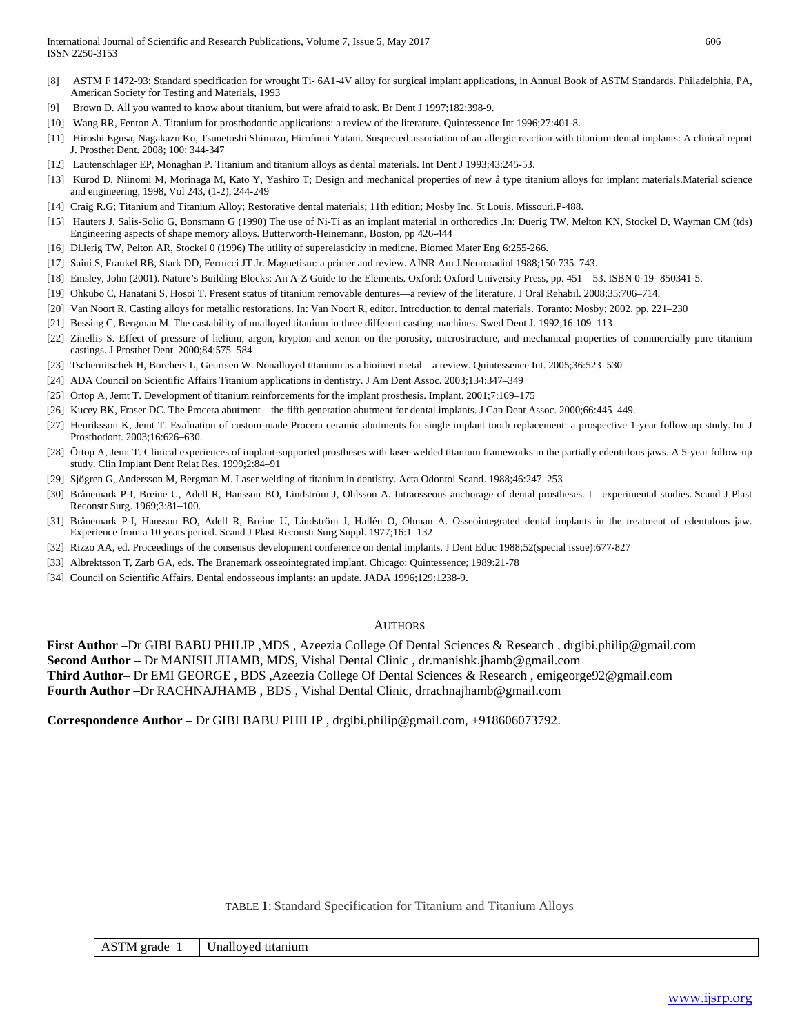[8] ASTM F 1472-93: Standard specification for wrought Ti- 6A1-4V alloy for surgical implant applications, in Annual Book of ASTM Standards. Philadelphia, PA, American Society for Testing and Materials, 1993

[9] Brown D. All you wanted to know about titanium, but were afraid to ask. Br Dent J 1997;182:398-9.

[10] Wang RR, Fenton A. Titanium for prosthodontic applications: a review of the literature. Quintessence Int 1996;27:401-8.

[11] Hiroshi Egusa, Nagakazu Ko, Tsunetoshi Shimazu, Hirofumi Yatani. Suspected association of an allergic reaction with titanium dental implants: A clinical report J. Prosthet Dent. 2008; 100: 344-347

[12] Lautenschlager EP, Monaghan P. Titanium and titanium alloys as dental materials. Int Dent J 1993;43:245-53.

[13] Kurod D, Niinomi M, Morinaga M, Kato Y, Yashiro T; Design and mechanical properties of new â type titanium alloys for implant materials.Material science and engineering, 1998, Vol 243, (1-2), 244-249

[14] Craig R.G; Titanium and Titanium Alloy; Restorative dental materials; 11th edition; Mosby Inc. St Louis, Missouri.P-488.

[15] Hauters J, Salis-Solio G, Bonsmann G (1990) The use of Ni-Ti as an implant material in orthoredics .In: Duerig TW, Melton KN, Stockel D, Wayman CM (tds) Engineering aspects of shape memory alloys. Butterworth-Heinemann, Boston, pp 426-444

[16] Dl.lerig TW, Pelton AR, Stockel 0 (1996) The utility of superelasticity in medicne. Biomed Mater Eng 6:255-266.

[17] Saini S, Frankel RB, Stark DD, Ferrucci JT Jr. Magnetism: a primer and review. AJNR Am J Neuroradiol 1988;150:735–743.

[18] Emsley, John (2001). Nature's Building Blocks: An A-Z Guide to the Elements. Oxford: Oxford University Press, pp. 451 – 53. ISBN 0-19- 850341-5.

[19] Ohkubo C, Hanatani S, Hosoi T. Present status of titanium removable dentures—a review of the literature. J Oral Rehabil. 2008;35:706–714.

[20] Van Noort R. Casting alloys for metallic restorations. In: Van Noort R, editor. Introduction to dental materials. Toranto: Mosby; 2002. pp. 221–230

[21] Bessing C, Bergman M. The castability of unalloyed titanium in three different casting machines. Swed Dent J. 1992;16:109–113

[22] Zinellis S. Effect of pressure of helium, argon, krypton and xenon on the porosity, microstructure, and mechanical properties of commercially pure titanium castings. J Prosthet Dent. 2000;84:575–584

[23] Tschernitschek H, Borchers L, Geurtsen W. Nonalloyed titanium as a bioinert metal—a review. Quintessence Int. 2005;36:523–530

[24] ADA Council on Scientific Affairs Titanium applications in dentistry. J Am Dent Assoc. 2003;134:347–349

[25] Örtop A, Jemt T. Development of titanium reinforcements for the implant prosthesis. Implant. 2001;7:169–175

[26] Kucey BK, Fraser DC. The Procera abutment—the fifth generation abutment for dental implants. J Can Dent Assoc. 2000;66:445–449.

[27] Henriksson K, Jemt T. Evaluation of custom-made Procera ceramic abutments for single implant tooth replacement: a prospective 1-year follow-up study. Int J Prosthodont. 2003;16:626–630.

[28] Örtop A, Jemt T. Clinical experiences of implant-supported prostheses with laser-welded titanium frameworks in the partially edentulous jaws. A 5-year follow-up study. Clin Implant Dent Relat Res. 1999;2:84–91

[29] Sjögren G, Andersson M, Bergman M. Laser welding of titanium in dentistry. Acta Odontol Scand. 1988;46:247–253

[30] Brånemark P-I, Breine U, Adell R, Hansson BO, Lindström J, Ohlsson A. Intraosseous anchorage of dental prostheses. I—experimental studies. Scand J Plast Reconstr Surg. 1969;3:81–100.

[31] Brånemark P-I, Hansson BO, Adell R, Breine U, Lindström J, Hallén O, Ohman A. Osseointegrated dental implants in the treatment of edentulous jaw. Experience from a 10 years period. Scand J Plast Reconstr Surg Suppl. 1977;16:1–132

[32] Rizzo AA, ed. Proceedings of the consensus development conference on dental implants. J Dent Educ 1988;52(special issue):677-827

[33] Albrektsson T, Zarb GA, eds. The Branemark osseointegrated implant. Chicago: Quintessence; 1989:21-78

[34] Council on Scientific Affairs. Dental endosseous implants: an update. JADA 1996;129:1238-9.

## AUTHORS

**First Author** –Dr GIBI BABU PHILIP ,MDS , Azeezia College Of Dental Sciences & Research , drgibi.philip@gmail.com
**Second Author** – Dr MANISH JHAMB, MDS, Vishal Dental Clinic , dr.manishk.jhamb@gmail.com
**Third Author**– Dr EMI GEORGE , BDS ,Azeezia College Of Dental Sciences & Research , emigeorge92@gmail.com
**Fourth Author** –Dr RACHNAJHAMB , BDS , Vishal Dental Clinic, drrachnajhamb@gmail.com

**Correspondence Author** – Dr GIBI BABU PHILIP , drgibi.philip@gmail.com, +918606073792.

TABLE 1: Standard Specification for Titanium and Titanium Alloys

| ASTM grade 1 | Unalloyed titanium |
|---|---|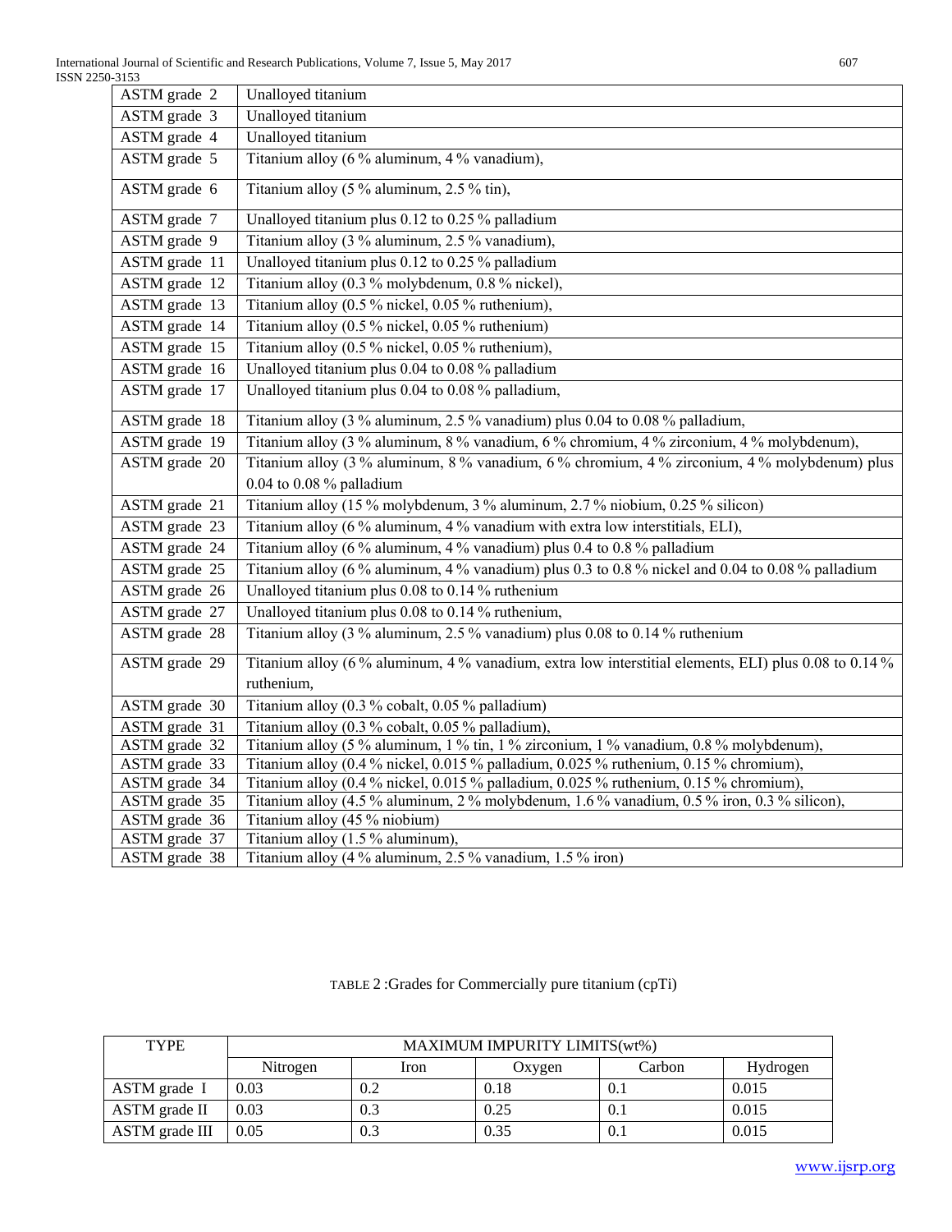| ASTM grade 2 | Unalloyed titanium |
|---|---|
| ASTM grade 3 | Unalloyed titanium |
| ASTM grade 4 | Unalloyed titanium |
| ASTM grade 5 | Titanium alloy (6 % aluminum, 4 % vanadium), |
| ASTM grade 6 | Titanium alloy (5 % aluminum, 2.5 % tin), |
| ASTM grade 7 | Unalloyed titanium plus 0.12 to 0.25 % palladium |
| ASTM grade 9 | Titanium alloy (3 % aluminum, 2.5 % vanadium), |
| ASTM grade 11 | Unalloyed titanium plus 0.12 to 0.25 % palladium |
| ASTM grade 12 | Titanium alloy (0.3 % molybdenum, 0.8 % nickel), |
| ASTM grade 13 | Titanium alloy (0.5 % nickel, 0.05 % ruthenium), |
| ASTM grade 14 | Titanium alloy (0.5 % nickel, 0.05 % ruthenium) |
| ASTM grade 15 | Titanium alloy (0.5 % nickel, 0.05 % ruthenium), |
| ASTM grade 16 | Unalloyed titanium plus 0.04 to 0.08 % palladium |
| ASTM grade 17 | Unalloyed titanium plus 0.04 to 0.08 % palladium, |
| ASTM grade 18 | Titanium alloy (3 % aluminum, 2.5 % vanadium) plus 0.04 to 0.08 % palladium, |
| ASTM grade 19 | Titanium alloy (3 % aluminum, 8 % vanadium, 6 % chromium, 4 % zirconium, 4 % molybdenum), |
| ASTM grade 20 | Titanium alloy (3 % aluminum, 8 % vanadium, 6 % chromium, 4 % zirconium, 4 % molybdenum) plus 0.04 to 0.08 % palladium |
| ASTM grade 21 | Titanium alloy (15 % molybdenum, 3 % aluminum, 2.7 % niobium, 0.25 % silicon) |
| ASTM grade 23 | Titanium alloy (6 % aluminum, 4 % vanadium with extra low interstitials, ELI), |
| ASTM grade 24 | Titanium alloy (6 % aluminum, 4 % vanadium) plus 0.4 to 0.8 % palladium |
| ASTM grade 25 | Titanium alloy (6 % aluminum, 4 % vanadium) plus 0.3 to 0.8 % nickel and 0.04 to 0.08 % palladium |
| ASTM grade 26 | Unalloyed titanium plus 0.08 to 0.14 % ruthenium |
| ASTM grade 27 | Unalloyed titanium plus 0.08 to 0.14 % ruthenium, |
| ASTM grade 28 | Titanium alloy (3 % aluminum, 2.5 % vanadium) plus 0.08 to 0.14 % ruthenium |
| ASTM grade 29 | Titanium alloy (6 % aluminum, 4 % vanadium, extra low interstitial elements, ELI) plus 0.08 to 0.14 % ruthenium, |
| ASTM grade 30 | Titanium alloy (0.3 % cobalt, 0.05 % palladium) |
| ASTM grade 31 | Titanium alloy (0.3 % cobalt, 0.05 % palladium), |
| ASTM grade 32 | Titanium alloy (5 % aluminum, 1 % tin, 1 % zirconium, 1 % vanadium, 0.8 % molybdenum), |
| ASTM grade 33 | Titanium alloy (0.4 % nickel, 0.015 % palladium, 0.025 % ruthenium, 0.15 % chromium), |
| ASTM grade 34 | Titanium alloy (0.4 % nickel, 0.015 % palladium, 0.025 % ruthenium, 0.15 % chromium), |
| ASTM grade 35 | Titanium alloy (4.5 % aluminum, 2 % molybdenum, 1.6 % vanadium, 0.5 % iron, 0.3 % silicon), |
| ASTM grade 36 | Titanium alloy (45 % niobium) |
| ASTM grade 37 | Titanium alloy (1.5 % aluminum), |
| ASTM grade 38 | Titanium alloy (4 % aluminum, 2.5 % vanadium, 1.5 % iron) |

TABLE 2 :Grades for Commercially pure titanium (cpTi)

| TYPE | MAXIMUM IMPURITY LIMITS(wt%) | | | | |
|---|---|---|---|---|---|
| | Nitrogen | Iron | Oxygen | Carbon | Hydrogen |
| ASTM grade I | 0.03 | 0.2 | 0.18 | 0.1 | 0.015 |
| ASTM grade II | 0.03 | 0.3 | 0.25 | 0.1 | 0.015 |
| ASTM grade III | 0.05 | 0.3 | 0.35 | 0.1 | 0.015 |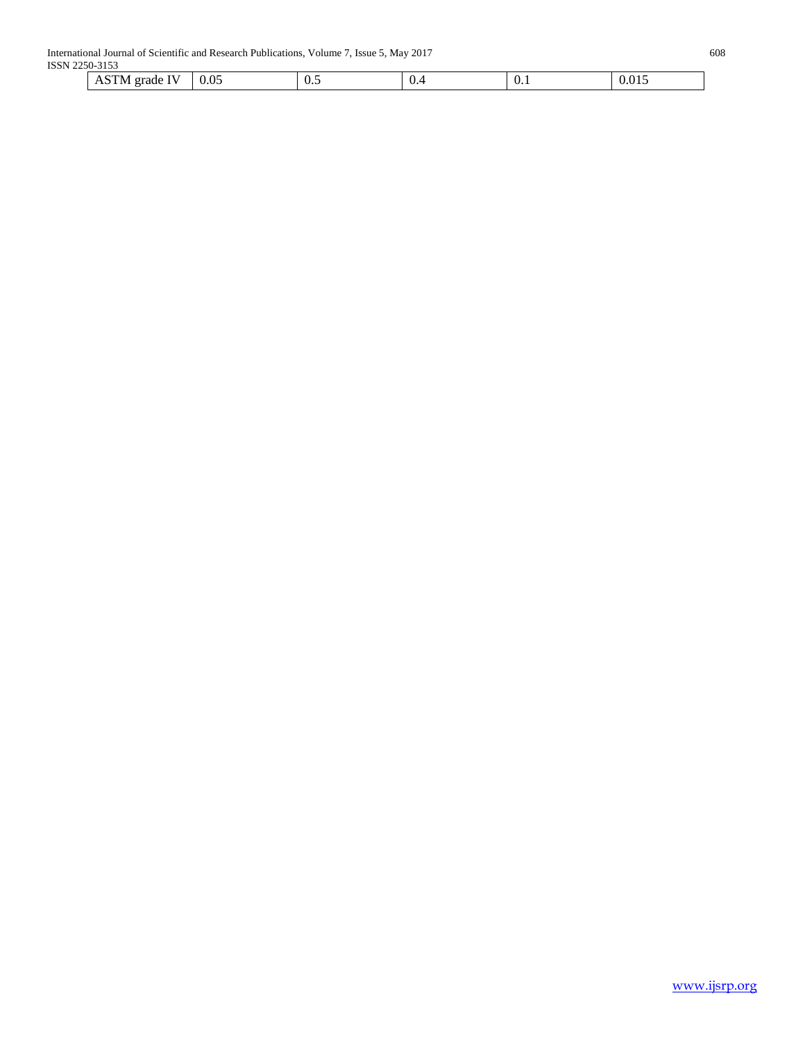| | | | | | |
|---|---|---|---|---|---|
| ASTM grade IV | 0.05 | 0.5 | 0.4 | 0.1 | 0.015 |